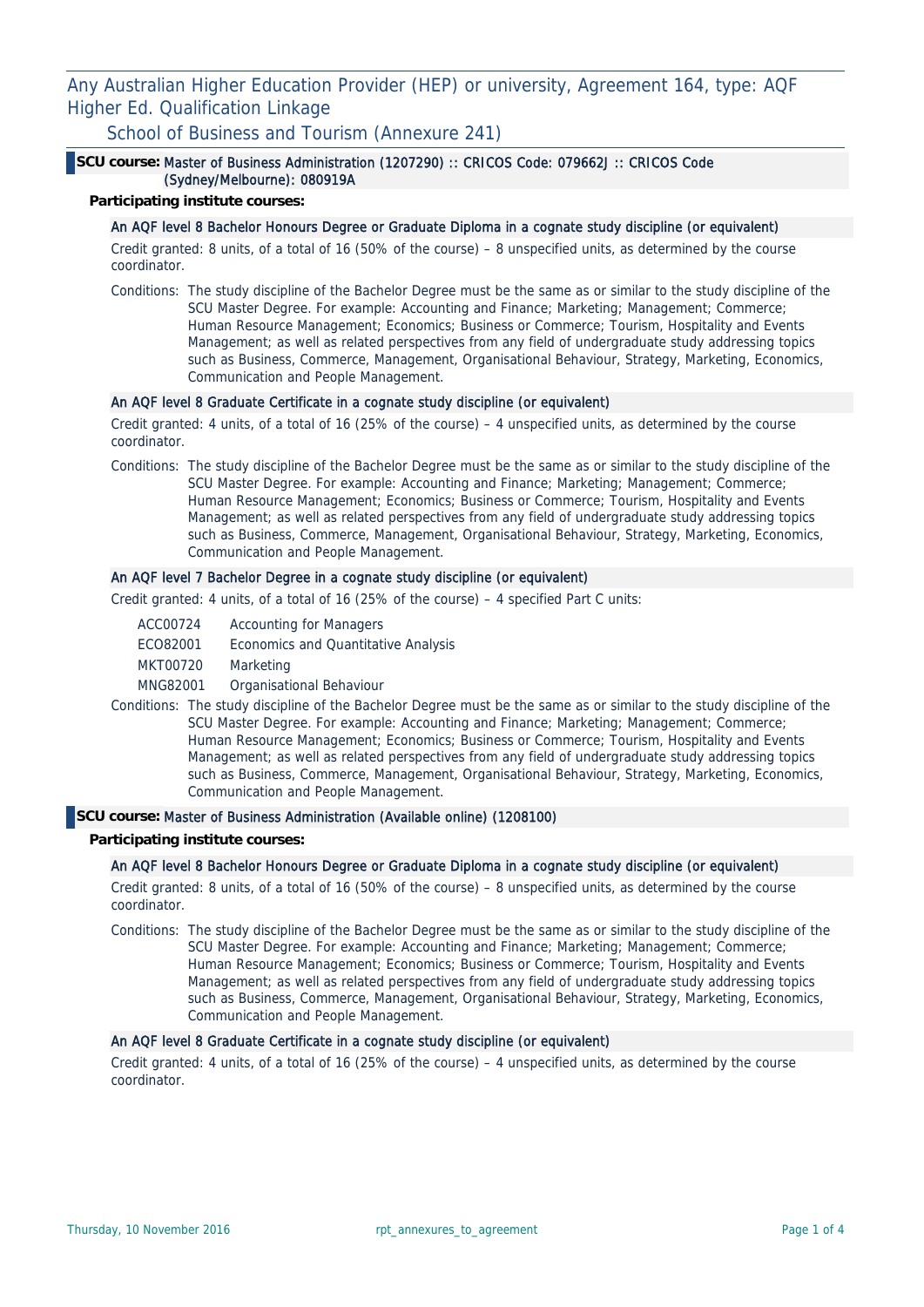# Any Australian Higher Education Provider (HEP) or university, Agreement 164, type: AQF Higher Ed. Qualification Linkage

## School of Business and Tourism (Annexure 241)

### SCU course: Master of Business Administration (1207290) :: CRICOS Code: 079662J :: CRICOS Code (Sydney/Melbourne): 080919A

**Participating institute courses:**

#### An AQF level 8 Bachelor Honours Degree or Graduate Diploma in a cognate study discipline (or equivalent)

Credit granted: 8 units, of a total of 16 (50% of the course) – 8 unspecified units, as determined by the course coordinator.

Conditions: The study discipline of the Bachelor Degree must be the same as or similar to the study discipline of the SCU Master Degree. For example: Accounting and Finance; Marketing; Management; Commerce; Human Resource Management; Economics; Business or Commerce; Tourism, Hospitality and Events Management; as well as related perspectives from any field of undergraduate study addressing topics such as Business, Commerce, Management, Organisational Behaviour, Strategy, Marketing, Economics, Communication and People Management.

#### An AQF level 8 Graduate Certificate in a cognate study discipline (or equivalent)

Credit granted: 4 units, of a total of 16 (25% of the course) – 4 unspecified units, as determined by the course coordinator.

Conditions: The study discipline of the Bachelor Degree must be the same as or similar to the study discipline of the SCU Master Degree. For example: Accounting and Finance; Marketing; Management; Commerce; Human Resource Management; Economics; Business or Commerce; Tourism, Hospitality and Events Management; as well as related perspectives from any field of undergraduate study addressing topics such as Business, Commerce, Management, Organisational Behaviour, Strategy, Marketing, Economics, Communication and People Management.

#### An AQF level 7 Bachelor Degree in a cognate study discipline (or equivalent)

Credit granted: 4 units, of a total of 16 (25% of the course) – 4 specified Part C units:

| | |
|---|---|
| ACC00724 | Accounting for Managers |
| ECO82001 | Economics and Quantitative Analysis |
| MKT00720 | Marketing |
| MNG82001 | Organisational Behaviour |

Conditions: The study discipline of the Bachelor Degree must be the same as or similar to the study discipline of the SCU Master Degree. For example: Accounting and Finance; Marketing; Management; Commerce; Human Resource Management; Economics; Business or Commerce; Tourism, Hospitality and Events Management; as well as related perspectives from any field of undergraduate study addressing topics such as Business, Commerce, Management, Organisational Behaviour, Strategy, Marketing, Economics, Communication and People Management.

### SCU course: Master of Business Administration (Available online) (1208100)

**Participating institute courses:**

#### An AQF level 8 Bachelor Honours Degree or Graduate Diploma in a cognate study discipline (or equivalent)

Credit granted: 8 units, of a total of 16 (50% of the course) – 8 unspecified units, as determined by the course coordinator.

Conditions: The study discipline of the Bachelor Degree must be the same as or similar to the study discipline of the SCU Master Degree. For example: Accounting and Finance; Marketing; Management; Commerce; Human Resource Management; Economics; Business or Commerce; Tourism, Hospitality and Events Management; as well as related perspectives from any field of undergraduate study addressing topics such as Business, Commerce, Management, Organisational Behaviour, Strategy, Marketing, Economics, Communication and People Management.

#### An AQF level 8 Graduate Certificate in a cognate study discipline (or equivalent)

Credit granted: 4 units, of a total of 16 (25% of the course) – 4 unspecified units, as determined by the course coordinator.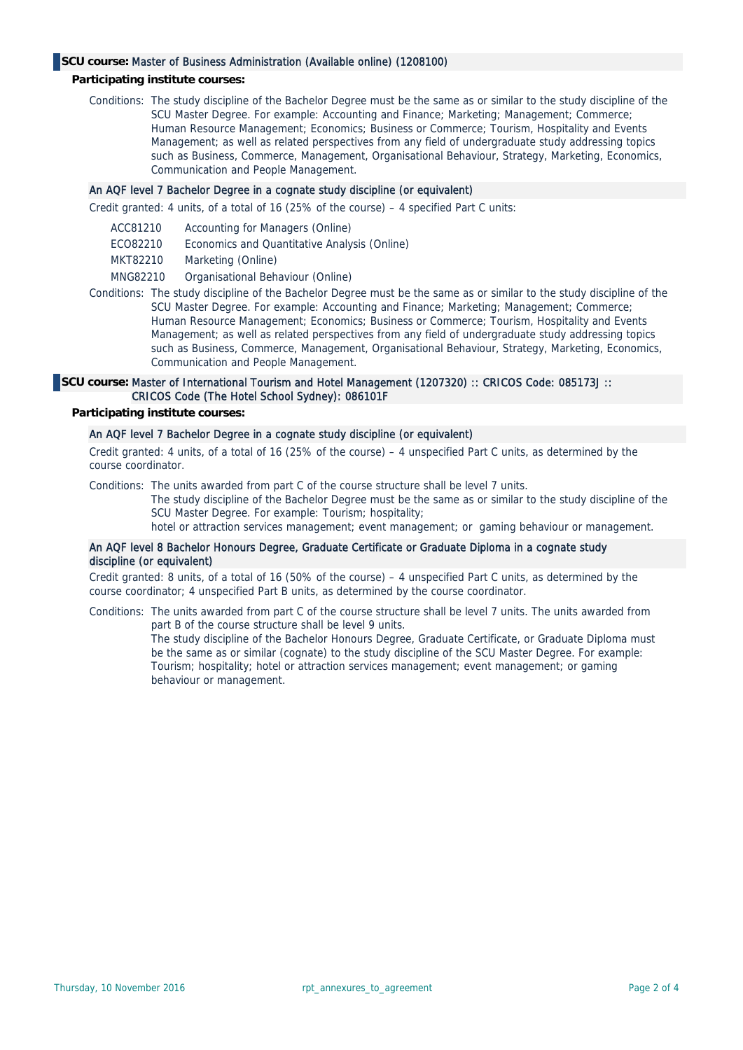## SCU course: Master of Business Administration (Available online) (1208100)

**Participating institute courses:**

Conditions: The study discipline of the Bachelor Degree must be the same as or similar to the study discipline of the SCU Master Degree. For example: Accounting and Finance; Marketing; Management; Commerce; Human Resource Management; Economics; Business or Commerce; Tourism, Hospitality and Events Management; as well as related perspectives from any field of undergraduate study addressing topics such as Business, Commerce, Management, Organisational Behaviour, Strategy, Marketing, Economics, Communication and People Management.

### An AQF level 7 Bachelor Degree in a cognate study discipline (or equivalent)

Credit granted: 4 units, of a total of 16 (25% of the course) – 4 specified Part C units:

| | |
|---|---|
| ACC81210 | Accounting for Managers (Online) |
| ECO82210 | Economics and Quantitative Analysis (Online) |
| MKT82210 | Marketing (Online) |
| MNG82210 | Organisational Behaviour (Online) |

Conditions: The study discipline of the Bachelor Degree must be the same as or similar to the study discipline of the SCU Master Degree. For example: Accounting and Finance; Marketing; Management; Commerce; Human Resource Management; Economics; Business or Commerce; Tourism, Hospitality and Events Management; as well as related perspectives from any field of undergraduate study addressing topics such as Business, Commerce, Management, Organisational Behaviour, Strategy, Marketing, Economics, Communication and People Management.

## SCU course: Master of International Tourism and Hotel Management (1207320) :: CRICOS Code: 085173J :: CRICOS Code (The Hotel School Sydney): 086101F

**Participating institute courses:**

### An AQF level 7 Bachelor Degree in a cognate study discipline (or equivalent)

Credit granted: 4 units, of a total of 16 (25% of the course) – 4 unspecified Part C units, as determined by the course coordinator.

Conditions: The units awarded from part C of the course structure shall be level 7 units.
The study discipline of the Bachelor Degree must be the same as or similar to the study discipline of the SCU Master Degree. For example: Tourism; hospitality;
hotel or attraction services management; event management; or gaming behaviour or management.

### An AQF level 8 Bachelor Honours Degree, Graduate Certificate or Graduate Diploma in a cognate study discipline (or equivalent)

Credit granted: 8 units, of a total of 16 (50% of the course) – 4 unspecified Part C units, as determined by the course coordinator; 4 unspecified Part B units, as determined by the course coordinator.

Conditions: The units awarded from part C of the course structure shall be level 7 units. The units awarded from part B of the course structure shall be level 9 units.
The study discipline of the Bachelor Honours Degree, Graduate Certificate, or Graduate Diploma must be the same as or similar (cognate) to the study discipline of the SCU Master Degree. For example: Tourism; hospitality; hotel or attraction services management; event management; or gaming behaviour or management.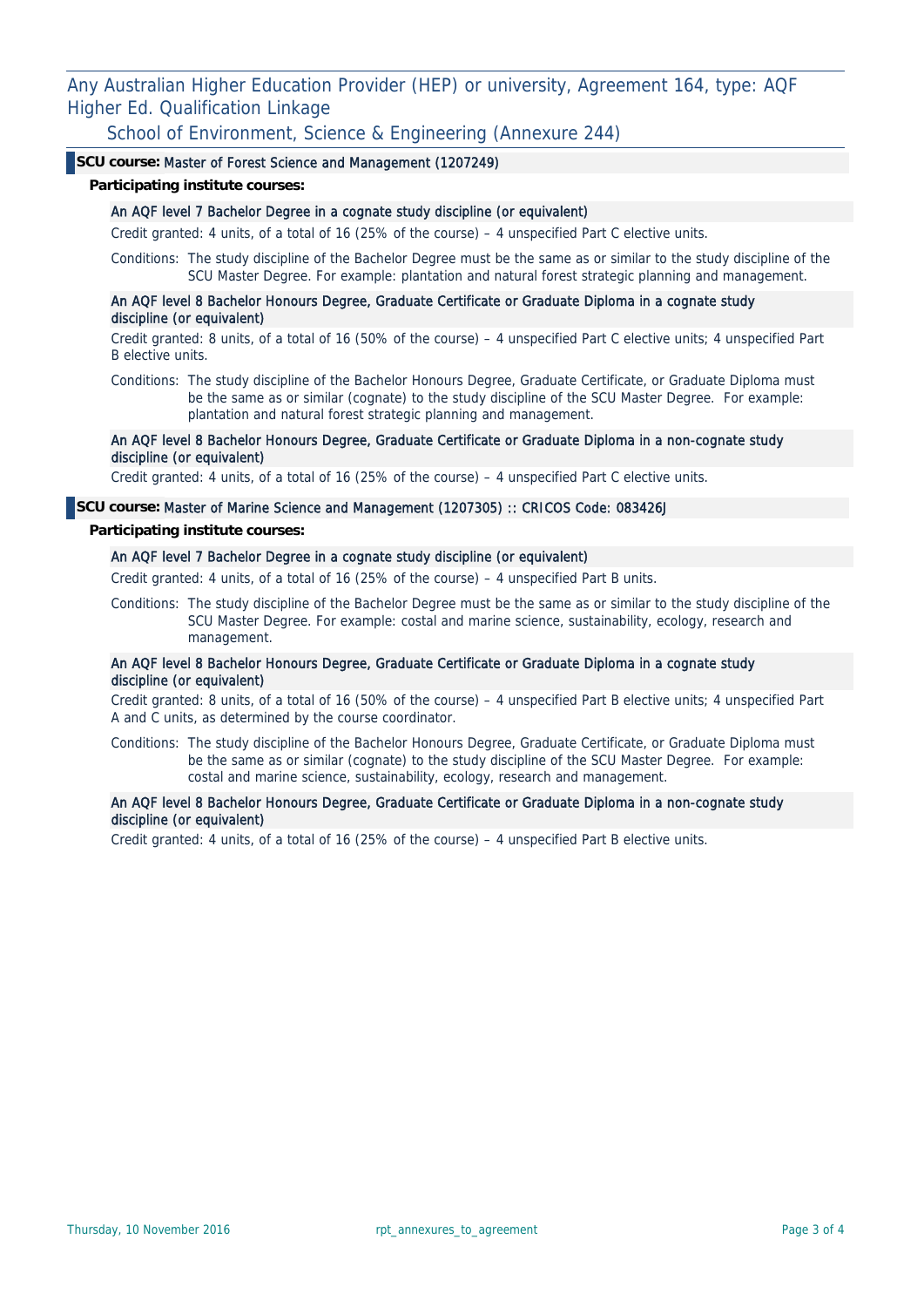## Any Australian Higher Education Provider (HEP) or university, Agreement 164, type: AQF Higher Ed. Qualification Linkage

### School of Environment, Science & Engineering (Annexure 244)

**SCU course:** Master of Forest Science and Management (1207249)

**Participating institute courses:**

An AQF level 7 Bachelor Degree in a cognate study discipline (or equivalent)

Credit granted: 4 units, of a total of 16 (25% of the course) – 4 unspecified Part C elective units.

Conditions: The study discipline of the Bachelor Degree must be the same as or similar to the study discipline of the SCU Master Degree. For example: plantation and natural forest strategic planning and management.

An AQF level 8 Bachelor Honours Degree, Graduate Certificate or Graduate Diploma in a cognate study discipline (or equivalent)

Credit granted: 8 units, of a total of 16 (50% of the course) – 4 unspecified Part C elective units; 4 unspecified Part B elective units.

Conditions: The study discipline of the Bachelor Honours Degree, Graduate Certificate, or Graduate Diploma must be the same as or similar (cognate) to the study discipline of the SCU Master Degree. For example: plantation and natural forest strategic planning and management.

An AQF level 8 Bachelor Honours Degree, Graduate Certificate or Graduate Diploma in a non-cognate study discipline (or equivalent)

Credit granted: 4 units, of a total of 16 (25% of the course) – 4 unspecified Part C elective units.

**SCU course:** Master of Marine Science and Management (1207305) :: CRICOS Code: 083426J

**Participating institute courses:**

An AQF level 7 Bachelor Degree in a cognate study discipline (or equivalent)

Credit granted: 4 units, of a total of 16 (25% of the course) – 4 unspecified Part B units.

Conditions: The study discipline of the Bachelor Degree must be the same as or similar to the study discipline of the SCU Master Degree. For example: costal and marine science, sustainability, ecology, research and management.

An AQF level 8 Bachelor Honours Degree, Graduate Certificate or Graduate Diploma in a cognate study discipline (or equivalent)

Credit granted: 8 units, of a total of 16 (50% of the course) – 4 unspecified Part B elective units; 4 unspecified Part A and C units, as determined by the course coordinator.

Conditions: The study discipline of the Bachelor Honours Degree, Graduate Certificate, or Graduate Diploma must be the same as or similar (cognate) to the study discipline of the SCU Master Degree. For example: costal and marine science, sustainability, ecology, research and management.

An AQF level 8 Bachelor Honours Degree, Graduate Certificate or Graduate Diploma in a non-cognate study discipline (or equivalent)

Credit granted: 4 units, of a total of 16 (25% of the course) – 4 unspecified Part B elective units.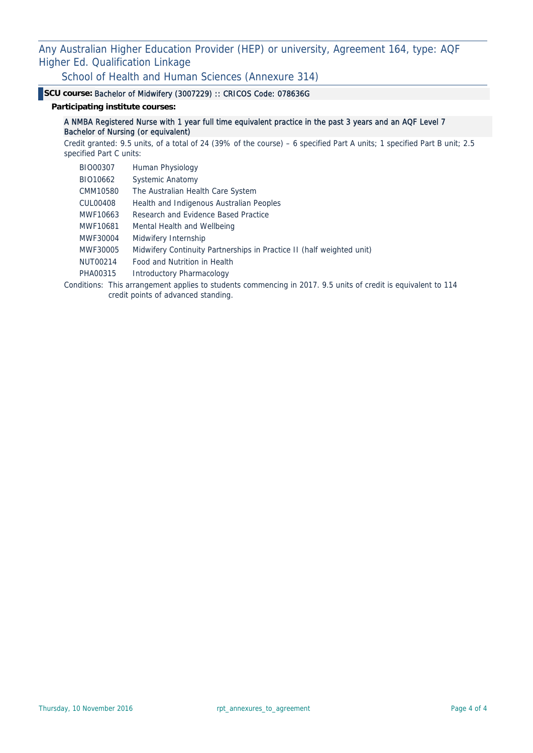## Any Australian Higher Education Provider (HEP) or university, Agreement 164, type: AQF Higher Ed. Qualification Linkage

### School of Health and Human Sciences (Annexure 314)

**SCU course:** Bachelor of Midwifery (3007229) :: CRICOS Code: 078636G

**Participating institute courses:**

A NMBA Registered Nurse with 1 year full time equivalent practice in the past 3 years and an AQF Level 7 Bachelor of Nursing (or equivalent)

Credit granted: 9.5 units, of a total of 24 (39% of the course) – 6 specified Part A units; 1 specified Part B unit; 2.5 specified Part C units:

| | |
|---|---|
| BIO00307 | Human Physiology |
| BIO10662 | Systemic Anatomy |
| CMM10580 | The Australian Health Care System |
| CUL00408 | Health and Indigenous Australian Peoples |
| MWF10663 | Research and Evidence Based Practice |
| MWF10681 | Mental Health and Wellbeing |
| MWF30004 | Midwifery Internship |
| MWF30005 | Midwifery Continuity Partnerships in Practice II (half weighted unit) |
| NUT00214 | Food and Nutrition in Health |
| PHA00315 | Introductory Pharmacology |

Conditions: This arrangement applies to students commencing in 2017. 9.5 units of credit is equivalent to 114 credit points of advanced standing.